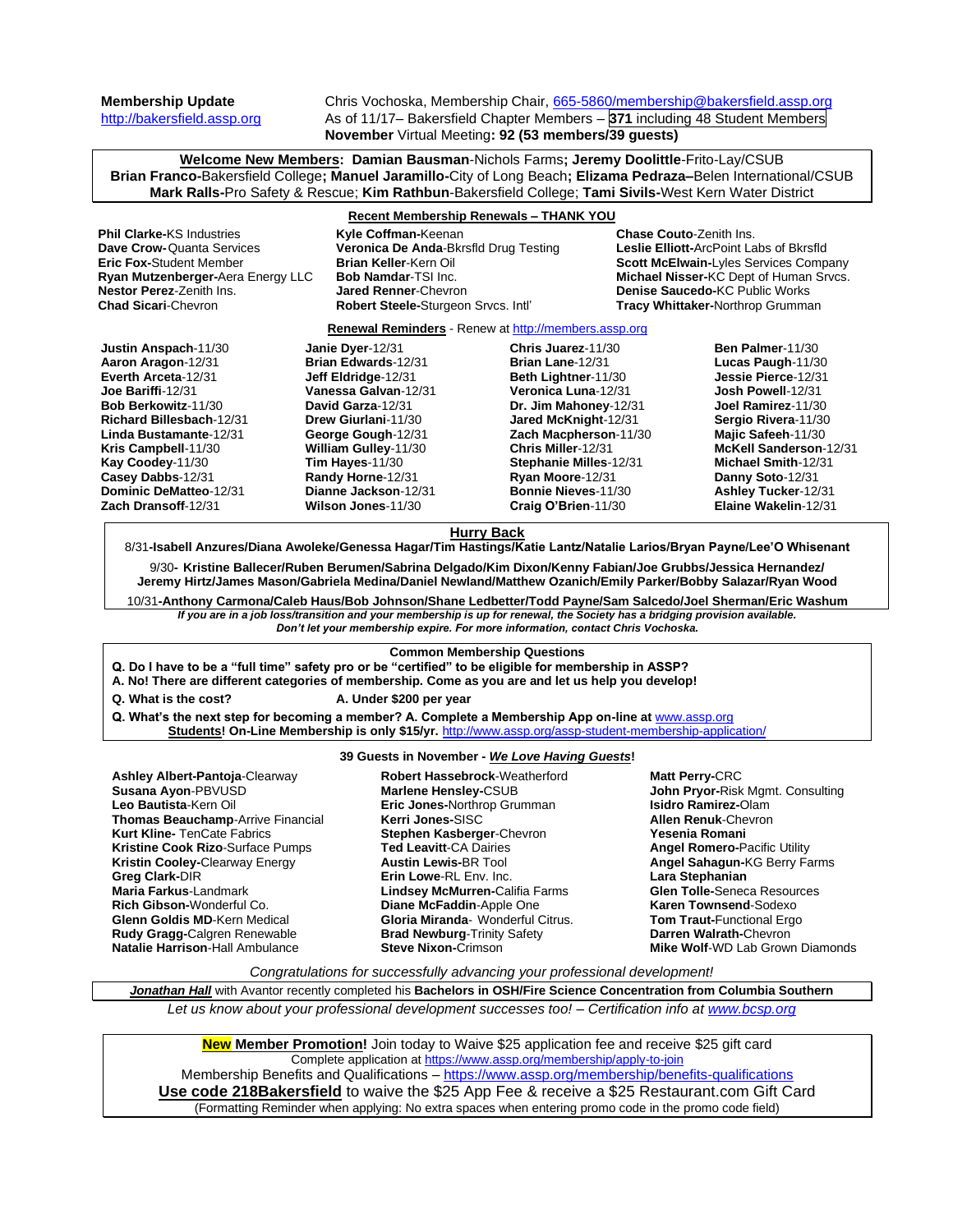**Membership Update**
http://bakersfield.assp.org

Chris Vochoska, Membership Chair, 665-5860/membership@bakersfield.assp.org
As of 11/17– Bakersfield Chapter Members – **371** including 48 Student Members
**November** Virtual Meeting: **92 (53 members/39 guests)**

**Welcome New Members: Damian Bausman**-Nichols Farms**; Jeremy Doolittle**-Frito-Lay/CSUB **Brian Franco-**Bakersfield College**; Manuel Jaramillo-**City of Long Beach**; Elizama Pedraza–**Belen International/CSUB **Mark Ralls-**Pro Safety & Rescue; **Kim Rathbun**-Bakersfield College; **Tami Sivils-**West Kern Water District

**Recent Membership Renewals – THANK YOU**

- **Phil Clarke-**KS Industries
- **Dave Crow-** Quanta Services
- **Eric Fox-**Student Member
- **Ryan Mutzenberger-**Aera Energy LLC
- **Nestor Perez**-Zenith Ins.
- **Chad Sicari**-Chevron
- **Kyle Coffman-**Keenan
- **Veronica De Anda**-Bkrsfld Drug Testing
- **Brian Keller**-Kern Oil
- **Bob Namdar**-TSI Inc.
- **Jared Renner**-Chevron
- **Robert Steele-**Sturgeon Srvcs. Intl'
- **Chase Couto**-Zenith Ins.
- **Leslie Elliott-**ArcPoint Labs of Bkrsfld
- **Scott McElwain-**Lyles Services Company
- **Michael Nisser-**KC Dept of Human Srvcs.
- **Denise Saucedo-**KC Public Works
- **Tracy Whittaker-**Northrop Grumman

**Renewal Reminders** - Renew at http://members.assp.org

- **Justin Anspach**-11/30
- **Aaron Aragon**-12/31
- **Everth Arceta**-12/31
- **Joe Bariffi**-12/31
- **Bob Berkowitz**-11/30
- **Richard Billesbach**-12/31
- **Linda Bustamante**-12/31
- **Kris Campbell**-11/30
- **Kay Coodey**-11/30
- **Casey Dabbs**-12/31
- **Dominic DeMatteo**-12/31
- **Zach Dransoff**-12/31
- **Janie Dyer**-12/31
- **Brian Edwards**-12/31
- **Jeff Eldridge**-12/31
- **Vanessa Galvan**-12/31
- **David Garza**-12/31
- **Drew Giurlani**-11/30
- **George Gough**-12/31
- **William Gulley**-11/30
- **Tim Hayes**-11/30
- **Randy Horne**-12/31
- **Dianne Jackson**-12/31
- **Wilson Jones**-11/30
- **Chris Juarez**-11/30
- **Brian Lane**-12/31
- **Beth Lightner**-11/30
- **Veronica Luna**-12/31
- **Dr. Jim Mahoney**-12/31
- **Jared McKnight**-12/31
- **Zach Macpherson**-11/30
- **Chris Miller**-12/31
- **Stephanie Milles**-12/31
- **Ryan Moore**-12/31
- **Bonnie Nieves**-11/30
- **Craig O'Brien**-11/30
- **Ben Palmer**-11/30
- **Lucas Paugh**-11/30
- **Jessie Pierce**-12/31
- **Josh Powell**-12/31
- **Joel Ramirez**-11/30
- **Sergio Rivera**-11/30
- **Majic Safeeh**-11/30
- **McKell Sanderson**-12/31
- **Michael Smith**-12/31
- **Danny Soto**-12/31
- **Ashley Tucker**-12/31
- **Elaine Wakelin**-12/31

**Hurry Back**

8/31-**Isabell Anzures/Diana Awoleke/Genessa Hagar/Tim Hastings/Katie Lantz/Natalie Larios/Bryan Payne/Lee'O Whisenant**

9/30**- Kristine Ballecer/Ruben Berumen/Sabrina Delgado/Kim Dixon/Kenny Fabian/Joe Grubbs/Jessica Hernandez/ Jeremy Hirtz/James Mason/Gabriela Medina/Daniel Newland/Matthew Ozanich/Emily Parker/Bobby Salazar/Ryan Wood**

10/31-**Anthony Carmona/Caleb Haus/Bob Johnson/Shane Ledbetter/Todd Payne/Sam Salcedo/Joel Sherman/Eric Washum**

***If you are in a job loss/transition and your membership is up for renewal, the Society has a bridging provision available. Don't let your membership expire. For more information, contact Chris Vochoska.***

**Common Membership Questions**

**Q. Do I have to be a "full time" safety pro or be "certified" to be eligible for membership in ASSP?**
**A. No! There are different categories of membership. Come as you are and let us help you develop!**

**Q. What is the cost?** **A. Under $200 per year**

**Q. What's the next step for becoming a member? A. Complete a Membership App on-line at** www.assp.org
**Students! On-Line Membership is only $15/yr.** http://www.assp.org/assp-student-membership-application/

**39 Guests in November - *We Love Having Guests*!**

- **Ashley Albert-Pantoja**-Clearway
- **Susana Ayon**-PBVUSD
- **Leo Bautista**-Kern Oil
- **Thomas Beauchamp**-Arrive Financial
- **Kurt Kline-** TenCate Fabrics
- **Kristine Cook Rizo**-Surface Pumps
- **Kristin Cooley-**Clearway Energy
- **Greg Clark-**DIR
- **Maria Farkus**-Landmark
- **Rich Gibson-**Wonderful Co.
- **Glenn Goldis MD**-Kern Medical
- **Rudy Gragg-**Calgren Renewable
- **Natalie Harrison**-Hall Ambulance
- **Robert Hassebrock**-Weatherford
- **Marlene Hensley-**CSUB
- **Eric Jones-**Northrop Grumman
- **Kerri Jones-**SISC
- **Stephen Kasberger**-Chevron
- **Ted Leavitt**-CA Dairies
- **Austin Lewis-**BR Tool
- **Erin Lowe**-RL Env. Inc.
- **Lindsey McMurren-**Califia Farms
- **Diane McFaddin**-Apple One
- **Gloria Miranda**- Wonderful Citrus.
- **Brad Newburg**-Trinity Safety
- **Steve Nixon-**Crimson
- **Matt Perry-**CRC
- **John Pryor-**Risk Mgmt. Consulting
- **Isidro Ramirez-**Olam
- **Allen Renuk**-Chevron
- **Yesenia Romani**
- **Angel Romero-**Pacific Utility
- **Angel Sahagun-**KG Berry Farms
- **Lara Stephanian**
- **Glen Tolle-**Seneca Resources
- **Karen Townsend**-Sodexo
- **Tom Traut-**Functional Ergo
- **Darren Walrath-**Chevron
- **Mike Wolf**-WD Lab Grown Diamonds

*Congratulations for successfully advancing your professional development!*

***Jonathan Hall*** *with Avantor recently completed his* ***Bachelors in OSH/Fire Science Concentration from Columbia Southern***

*Let us know about your professional development successes too! – Certification info at www.bcsp.org*

**New Member Promotion!** Join today to Waive $25 application fee and receive $25 gift card
Complete application at https://www.assp.org/membership/apply-to-join
Membership Benefits and Qualifications – https://www.assp.org/membership/benefits-qualifications
**Use code 218Bakersfield** to waive the $25 App Fee & receive a $25 Restaurant.com Gift Card
(Formatting Reminder when applying: No extra spaces when entering promo code in the promo code field)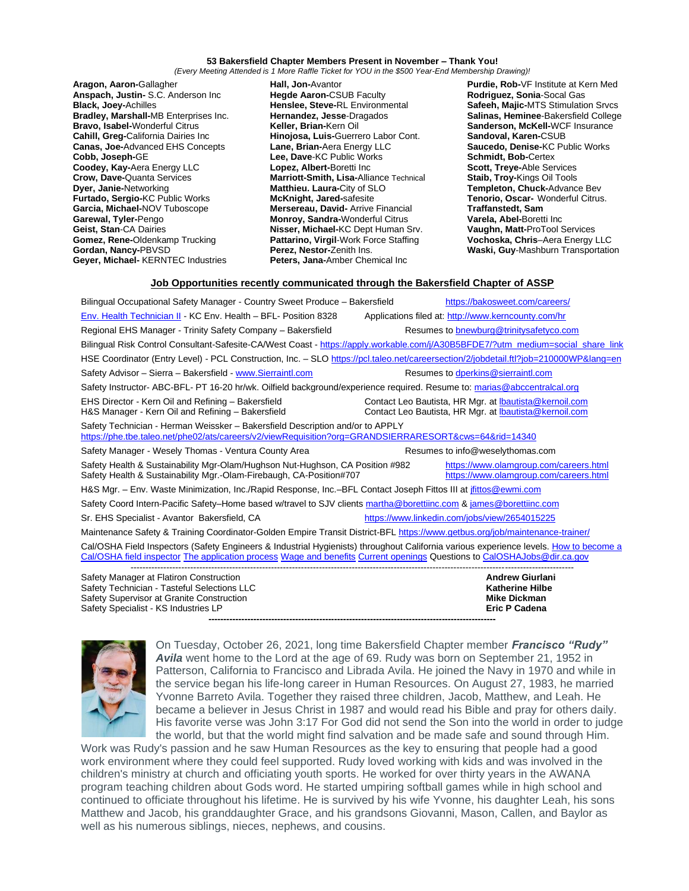**53 Bakersfield Chapter Members Present in November – Thank You!**

*(Every Meeting Attended is 1 More Raffle Ticket for YOU in the $500 Year-End Membership Drawing)!*

**Aragon, Aaron-**Gallagher
**Anspach, Justin-** S.C. Anderson Inc
**Black, Joey-**Achilles
**Bradley, Marshall-**MB Enterprises Inc.
**Bravo, Isabel-**Wonderful Citrus
**Cahill, Greg-**California Dairies Inc
**Canas, Joe-**Advanced EHS Concepts
**Cobb, Joseph-**GE
**Coodey, Kay-**Aera Energy LLC
**Crow, Dave-**Quanta Services
**Dyer, Janie-**Networking
**Furtado, Sergio-**KC Public Works
**Garcia, Michael-**NOV Tuboscope
**Garewal, Tyler-**Pengo
**Geist, Stan**-CA Dairies
**Gomez, Rene-**Oldenkamp Trucking
**Gordan, Nancy-**PBVSD
**Geyer, Michael-** KERNTEC Industries
**Hall, Jon-**Avantor
**Hegde Aaron-**CSUB Faculty
**Henslee, Steve-**RL Environmental
**Hernandez, Jesse**-Dragados
**Keller, Brian-**Kern Oil
**Hinojosa, Luis-**Guerrero Labor Cont.
**Lane, Brian-**Aera Energy LLC
**Lee, Dave**-KC Public Works
**Lopez, Albert-**Boretti Inc
**Marriott-Smith, Lisa-**Alliance Technical
**Matthieu. Laura-**City of SLO
**McKnight, Jared-**safesite
**Mersereau, David-** Arrive Financial
**Monroy, Sandra-**Wonderful Citrus
**Nisser, Michael-**KC Dept Human Srv.
**Pattarino, Virgil**-Work Force Staffing
**Perez, Nestor-**Zenith Ins.
**Peters, Jana-**Amber Chemical Inc
**Purdie, Rob-**VF Institute at Kern Med
**Rodriguez, Sonia**-Socal Gas
**Safeeh, Majic-**MTS Stimulation Srvcs
**Salinas, Heminee**-Bakersfield College
**Sanderson, McKell-**WCF Insurance
**Sandoval, Karen-**CSUB
**Saucedo, Denise-**KC Public Works
**Schmidt, Bob-**Certex
**Scott, Treye-**Able Services
**Staib, Troy-**Kings Oil Tools
**Templeton, Chuck-**Advance Bev
**Tenorio, Oscar-** Wonderful Citrus.
**Traffanstedt, Sam**
**Varela, Abel-**Boretti Inc
**Vaughn, Matt-**ProTool Services
**Vochoska, Chris**–Aera Energy LLC
**Waski, Guy**-Mashburn Transportation

## Job Opportunities recently communicated through the Bakersfield Chapter of ASSP

Bilingual Occupational Safety Manager - Country Sweet Produce – Bakersfield https://bakosweet.com/careers/

Env. Health Technician II - KC Env. Health – BFL- Position 8328 Applications filed at: http://www.kerncounty.com/hr

Regional EHS Manager - Trinity Safety Company – Bakersfield Resumes to bnewburg@trinitysafetyco.com

Bilingual Risk Control Consultant-Safesite-CA/West Coast - https://apply.workable.com/j/A30B5BFDE7/?utm_medium=social_share_link

HSE Coordinator (Entry Level) - PCL Construction, Inc. – SLO https://pcl.taleo.net/careersection/2/jobdetail.ftl?job=210000WP&lang=en

Safety Advisor – Sierra – Bakersfield - www.Sierraintl.com Resumes to dperkins@sierraintl.com

Safety Instructor- ABC-BFL- PT 16-20 hr/wk. Oilfield background/experience required. Resume to: marias@abccentralcal.org

EHS Director - Kern Oil and Refining – Bakersfield Contact Leo Bautista, HR Mgr. at lbautista@kernoil.com
H&S Manager - Kern Oil and Refining – Bakersfield Contact Leo Bautista, HR Mgr. at lbautista@kernoil.com

Safety Technician - Herman Weissker – Bakersfield Description and/or to APPLY
https://phe.tbe.taleo.net/phe02/ats/careers/v2/viewRequisition?org=GRANDSIERRARESORT&cws=64&rid=14340

Safety Manager - Wesely Thomas - Ventura County Area Resumes to info@weselythomas.com

Safety Health & Sustainability Mgr-Olam/Hughson Nut-Hughson, CA Position #982 https://www.olamgroup.com/careers.html
Safety Health & Sustainability Mgr.-Olam-Firebaugh, CA-Position#707 https://www.olamgroup.com/careers.html

H&S Mgr. – Env. Waste Minimization, Inc./Rapid Response, Inc.–BFL Contact Joseph Fittos III at jfittos@ewmi.com

Safety Coord Intern-Pacific Safety–Home based w/travel to SJV clients martha@borettiinc.com & james@borettiinc.com

Sr. EHS Specialist - Avantor Bakersfield, CA https://www.linkedin.com/jobs/view/2654015225

Maintenance Safety & Training Coordinator-Golden Empire Transit District-BFL https://www.getbus.org/job/maintenance-trainer/

Cal/OSHA Field Inspectors (Safety Engineers & Industrial Hygienists) throughout California various experience levels. How to become a Cal/OSHA field inspector The application process Wage and benefits Current openings Questions to CalOSHAJobs@dir.ca.gov

---

Safety Manager at Flatiron Construction **Andrew Giurlani**
Safety Technician - Tasteful Selections LLC **Katherine Hilbe**
Safety Supervisor at Granite Construction **Mike Dickman**
Safety Specialist - KS Industries LP **Eric P Cadena**

---

On Tuesday, October 26, 2021, long time Bakersfield Chapter member ***Francisco "Rudy" Avila*** went home to the Lord at the age of 69. Rudy was born on September 21, 1952 in Patterson, California to Francisco and Librada Avila. He joined the Navy in 1970 and while in the service began his life-long career in Human Resources. On August 27, 1983, he married Yvonne Barreto Avila. Together they raised three children, Jacob, Matthew, and Leah. He became a believer in Jesus Christ in 1987 and would read his Bible and pray for others daily. His favorite verse was John 3:17 For God did not send the Son into the world in order to judge the world, but that the world might find salvation and be made safe and sound through Him. Work was Rudy's passion and he saw Human Resources as the key to ensuring that people had a good work environment where they could feel supported. Rudy loved working with kids and was involved in the children's ministry at church and officiating youth sports. He worked for over thirty years in the AWANA program teaching children about Gods word. He started umpiring softball games while in high school and continued to officiate throughout his lifetime. He is survived by his wife Yvonne, his daughter Leah, his sons Matthew and Jacob, his granddaughter Grace, and his grandsons Giovanni, Mason, Callen, and Baylor as well as his numerous siblings, nieces, nephews, and cousins.